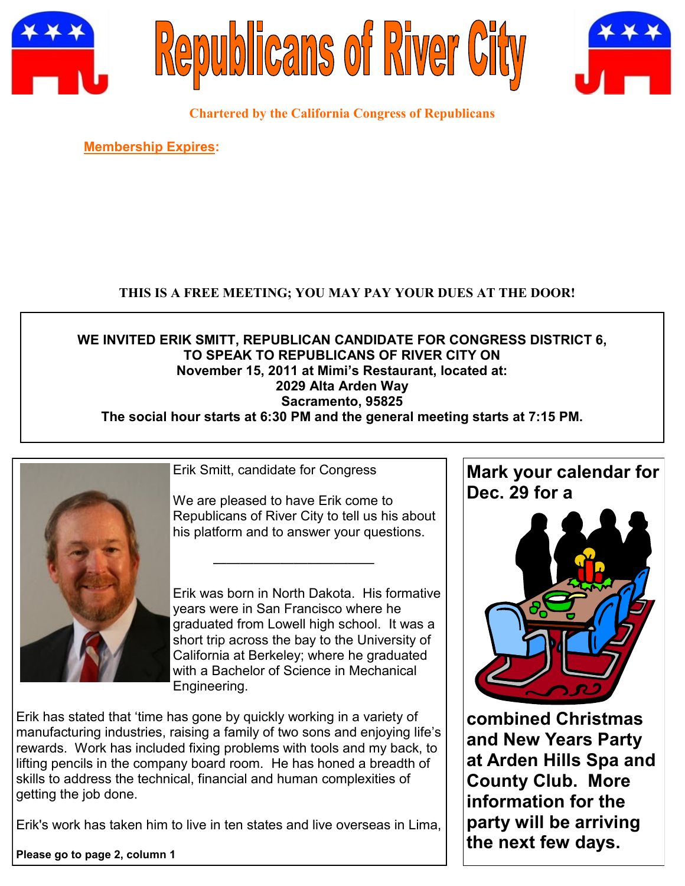# Republicans of River City

**Chartered by the California Congress of Republicans**

**Membership Expires:**

**THIS IS A FREE MEETING; YOU MAY PAY YOUR DUES AT THE DOOR!**

**WE INVITED ERIK SMITT, REPUBLICAN CANDIDATE FOR CONGRESS DISTRICT 6, TO SPEAK TO REPUBLICANS OF RIVER CITY ON November 15, 2011 at Mimi's Restaurant, located at: 2029 Alta Arden Way Sacramento, 95825**

**The social hour starts at 6:30 PM and the general meeting starts at 7:15 PM.**

Erik Smitt, candidate for Congress

We are pleased to have Erik come to Republicans of River City to tell us his about his platform and to answer your questions.

---

Erik was born in North Dakota. His formative years were in San Francisco where he graduated from Lowell high school. It was a short trip across the bay to the University of California at Berkeley; where he graduated with a Bachelor of Science in Mechanical Engineering.

Erik has stated that 'time has gone by quickly working in a variety of manufacturing industries, raising a family of two sons and enjoying life's rewards. Work has included fixing problems with tools and my back, to lifting pencils in the company board room. He has honed a breadth of skills to address the technical, financial and human complexities of getting the job done.

Erik's work has taken him to live in ten states and live overseas in Lima,

**Please go to page 2, column 1**

**Mark your calendar for Dec. 29 for a combined Christmas and New Years Party at Arden Hills Spa and County Club. More information for the party will be arriving the next few days.**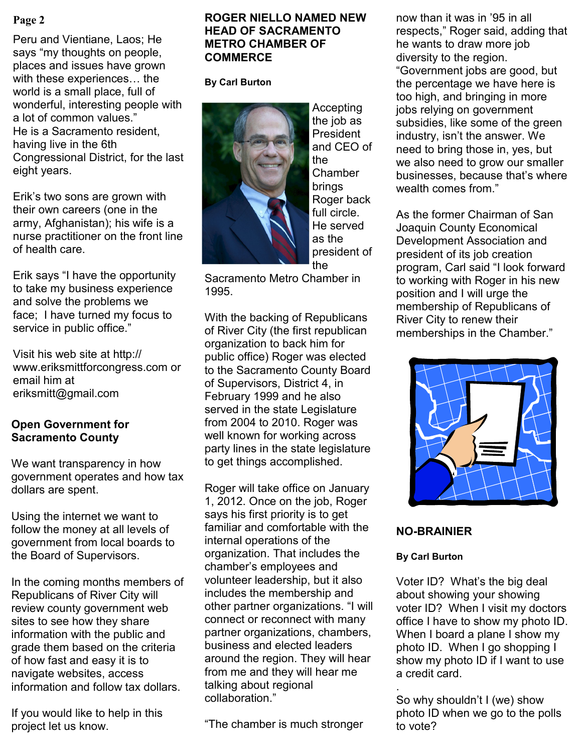Peru and Vientiane, Laos; He says “my thoughts on people, places and issues have grown with these experiences… the world is a small place, full of wonderful, interesting people with a lot of common values.”
He is a Sacramento resident, having live in the 6th Congressional District, for the last eight years.

Erik’s two sons are grown with their own careers (one in the army, Afghanistan); his wife is a nurse practitioner on the front line of health care.

Erik says “I have the opportunity to take my business experience and solve the problems we face; I have turned my focus to service in public office.”

Visit his web site at http://www.eriksmittforcongress.com or email him at eriksmitt@gmail.com

## Open Government for Sacramento County

We want transparency in how government operates and how tax dollars are spent.

Using the internet we want to follow the money at all levels of government from local boards to the Board of Supervisors.

In the coming months members of Republicans of River City will review county government web sites to see how they share information with the public and grade them based on the criteria of how fast and easy it is to navigate websites, access information and follow tax dollars.

If you would like to help in this project let us know.

## ROGER NIELLO NAMED NEW HEAD OF SACRAMENTO METRO CHAMBER OF COMMERCE

**By Carl Burton**

Accepting the job as President and CEO of the Chamber brings Roger back full circle. He served as the president of the Sacramento Metro Chamber in 1995.

With the backing of Republicans of River City (the first republican organization to back him for public office) Roger was elected to the Sacramento County Board of Supervisors, District 4, in February 1999 and he also served in the state Legislature from 2004 to 2010. Roger was well known for working across party lines in the state legislature to get things accomplished.

Roger will take office on January 1, 2012. Once on the job, Roger says his first priority is to get familiar and comfortable with the internal operations of the organization. That includes the chamber’s employees and volunteer leadership, but it also includes the membership and other partner organizations. “I will connect or reconnect with many partner organizations, chambers, business and elected leaders around the region. They will hear from me and they will hear me talking about regional collaboration.”

“The chamber is much stronger now than it was in ’95 in all respects,” Roger said, adding that he wants to draw more job diversity to the region. “Government jobs are good, but the percentage we have here is too high, and bringing in more jobs relying on government subsidies, like some of the green industry, isn’t the answer. We need to bring those in, yes, but we also need to grow our smaller businesses, because that’s where wealth comes from.”

As the former Chairman of San Joaquin County Economical Development Association and president of its job creation program, Carl said “I look forward to working with Roger in his new position and I will urge the membership of Republicans of River City to renew their memberships in the Chamber.”

## NO-BRAINIER

**By Carl Burton**

Voter ID? What’s the big deal about showing your showing voter ID? When I visit my doctors office I have to show my photo ID. When I board a plane I show my photo ID. When I go shopping I show my photo ID if I want to use a credit card.

So why shouldn’t I (we) show photo ID when we go to the polls to vote?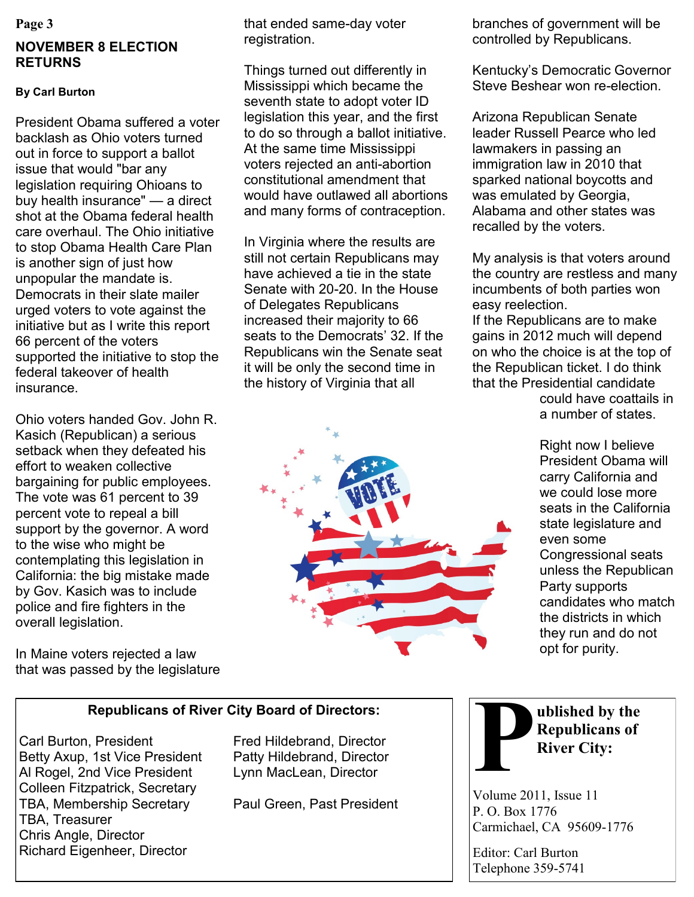## NOVEMBER 8 ELECTION RETURNS

**By Carl Burton**

President Obama suffered a voter backlash as Ohio voters turned out in force to support a ballot issue that would "bar any legislation requiring Ohioans to buy health insurance" — a direct shot at the Obama federal health care overhaul. The Ohio initiative to stop Obama Health Care Plan is another sign of just how unpopular the mandate is. Democrats in their slate mailer urged voters to vote against the initiative but as I write this report 66 percent of the voters supported the initiative to stop the federal takeover of health insurance.

Ohio voters handed Gov. John R. Kasich (Republican) a serious setback when they defeated his effort to weaken collective bargaining for public employees. The vote was 61 percent to 39 percent vote to repeal a bill support by the governor. A word to the wise who might be contemplating this legislation in California: the big mistake made by Gov. Kasich was to include police and fire fighters in the overall legislation.

In Maine voters rejected a law that was passed by the legislature that ended same-day voter registration.

Things turned out differently in Mississippi which became the seventh state to adopt voter ID legislation this year, and the first to do so through a ballot initiative. At the same time Mississippi voters rejected an anti-abortion constitutional amendment that would have outlawed all abortions and many forms of contraception.

In Virginia where the results are still not certain Republicans may have achieved a tie in the state Senate with 20-20. In the House of Delegates Republicans increased their majority to 66 seats to the Democrats' 32. If the Republicans win the Senate seat it will be only the second time in the history of Virginia that all branches of government will be controlled by Republicans.

Kentucky's Democratic Governor Steve Beshear won re-election.

Arizona Republican Senate leader Russell Pearce who led lawmakers in passing an immigration law in 2010 that sparked national boycotts and was emulated by Georgia, Alabama and other states was recalled by the voters.

My analysis is that voters around the country are restless and many incumbents of both parties won easy reelection.
If the Republicans are to make gains in 2012 much will depend on who the choice is at the top of the Republican ticket. I do think that the Presidential candidate could have coattails in a number of states.

Right now I believe President Obama will carry California and we could lose more seats in the California state legislature and even some Congressional seats unless the Republican Party supports candidates who match the districts in which they run and do not opt for purity.

**Republicans of River City Board of Directors:**

Carl Burton, President
Betty Axup, 1st Vice President
Al Rogel, 2nd Vice President
Colleen Fitzpatrick, Secretary
TBA, Membership Secretary
TBA, Treasurer
Chris Angle, Director
Richard Eigenheer, Director
Fred Hildebrand, Director
Patty Hildebrand, Director
Lynn MacLean, Director

Paul Green, Past President

**Published by the Republicans of River City:**

Volume 2011, Issue 11
P. O. Box 1776
Carmichael, CA 95609-1776

Editor: Carl Burton
Telephone 359-5741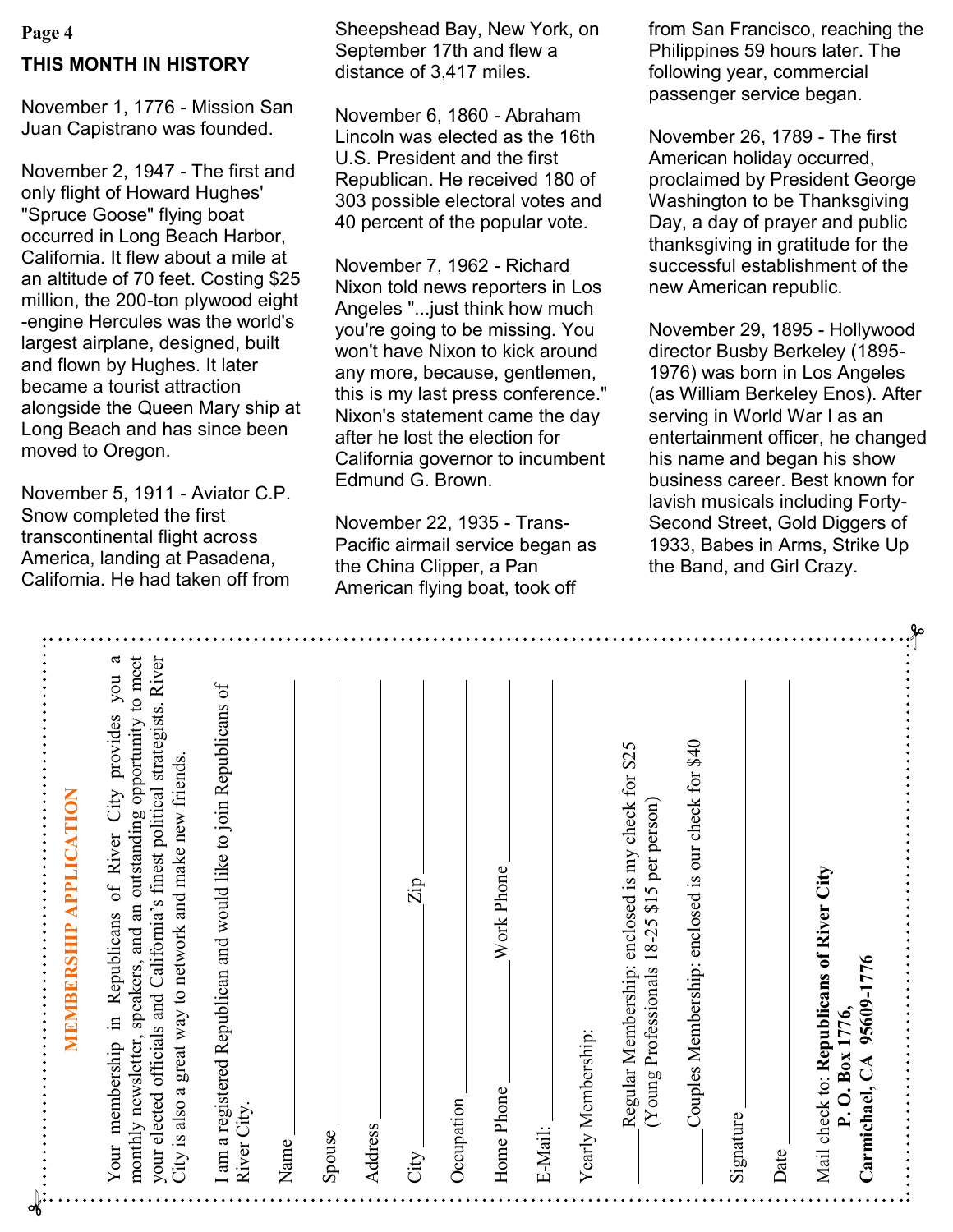## THIS MONTH IN HISTORY

November 1, 1776 - Mission San Juan Capistrano was founded.

November 2, 1947 - The first and only flight of Howard Hughes' "Spruce Goose" flying boat occurred in Long Beach Harbor, California. It flew about a mile at an altitude of 70 feet. Costing $25 million, the 200-ton plywood eight-engine Hercules was the world's largest airplane, designed, built and flown by Hughes. It later became a tourist attraction alongside the Queen Mary ship at Long Beach and has since been moved to Oregon.

November 5, 1911 - Aviator C.P. Snow completed the first transcontinental flight across America, landing at Pasadena, California. He had taken off from Sheepshead Bay, New York, on September 17th and flew a distance of 3,417 miles.

November 6, 1860 - Abraham Lincoln was elected as the 16th U.S. President and the first Republican. He received 180 of 303 possible electoral votes and 40 percent of the popular vote.

November 7, 1962 - Richard Nixon told news reporters in Los Angeles "...just think how much you're going to be missing. You won't have Nixon to kick around any more, because, gentlemen, this is my last press conference." Nixon's statement came the day after he lost the election for California governor to incumbent Edmund G. Brown.

November 22, 1935 - Trans-Pacific airmail service began as the China Clipper, a Pan American flying boat, took off from San Francisco, reaching the Philippines 59 hours later. The following year, commercial passenger service began.

November 26, 1789 - The first American holiday occurred, proclaimed by President George Washington to be Thanksgiving Day, a day of prayer and public thanksgiving in gratitude for the successful establishment of the new American republic.

November 29, 1895 - Hollywood director Busby Berkeley (1895-1976) was born in Los Angeles (as William Berkeley Enos). After serving in World War I as an entertainment officer, he changed his name and began his show business career. Best known for lavish musicals including Forty-Second Street, Gold Diggers of 1933, Babes in Arms, Strike Up the Band, and Girl Crazy.

---

## MEMBERSHIP APPLICATION

Your membership in Republicans of River City provides you a monthly newsletter, speakers, and an outstanding opportunity to meet your elected officials and California's finest political strategists. River City is also a great way to network and make new friends.

I am a registered Republican and would like to join Republicans of River City.

Name ____________________

Spouse ____________________

Address ____________________

City ____________________ Zip ____________________

Occupation ____________________

Home Phone ____________________ Work Phone ____________________

E-Mail: ____________________

Yearly Membership:

____ Regular Membership: enclosed is my check for $25 (Young Professionals 18-25 $15 per person)

____ Couples Membership: enclosed is our check for $40

Signature ____________________

Date ____________________

Mail check to: **Republicans of River City**
**P. O. Box 1776,**
**Carmichael, CA 95609-1776**